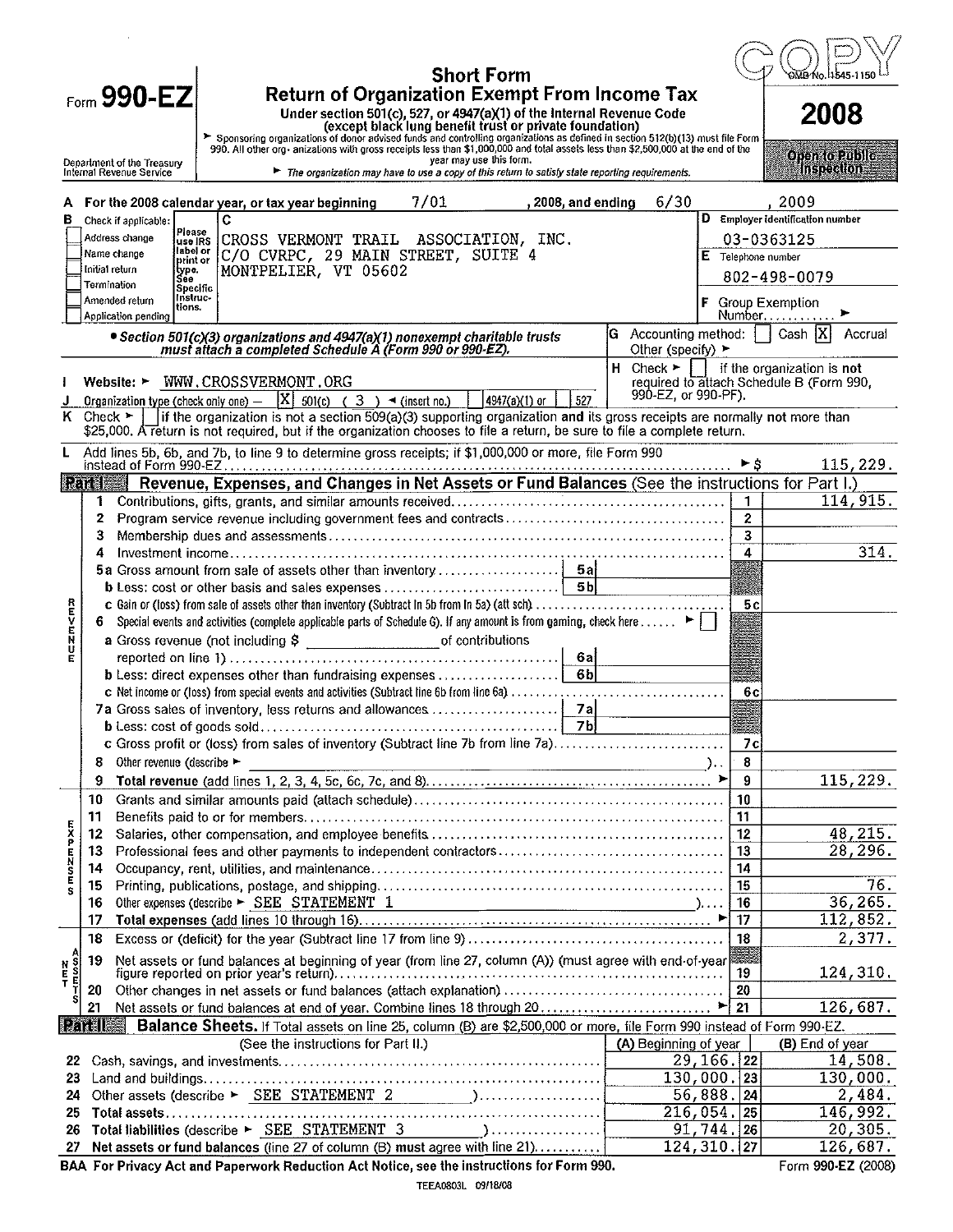# Form 990-EZ

## Short Form
## Return of Organization Exempt From Income Tax

Under section 501(c), 527, or 4947(a)(1) of the Internal Revenue Code (except black lung benefit trust or private foundation)

▶ Sponsoring organizations of donor advised funds and controlling organizations as defined in section 512(b)(13) must file Form 990. All other organizations with gross receipts less than $1,000,000 and total assets less than $2,500,000 at the end of the year may use this form.

▶ The organization may have to use a copy of this return to satisfy state reporting requirements.

Department of the Treasury
Internal Revenue Service

OMB No. 1545-1150

**2008**

**Open to Public Inspection**

COPY

**A** For the 2008 calendar year, or tax year beginning 7/01, 2008, and ending 6/30, 2009

**B** Check if applicable:
- Address change
- Name change
- Initial return
- Termination
- Amended return
- Application pending

**C** CROSS VERMONT TRAIL ASSOCIATION, INC.
C/O CVRPC, 29 MAIN STREET, SUITE 4
MONTPELIER, VT 05602

**D** Employer identification number: 03-0363125

**E** Telephone number: 802-498-0079

**F** Group Exemption Number ▶

• Section 501(c)(3) organizations and 4947(a)(1) nonexempt charitable trusts must attach a completed Schedule A (Form 990 or 990-EZ).

**G** Accounting method: [ ] Cash [X] Accrual Other (specify) ▶

**H** Check ▶ [ ] if the organization is **not** required to attach Schedule B (Form 990, 990-EZ, or 990-PF).

**I** Website: ▶ WWW.CROSSVERMONT.ORG

**J** Organization type (check only one) — [X] 501(c) ( 3 ) ◄ (insert no.) [ ] 4947(a)(1) or [ ] 527

**K** Check ▶ [ ] if the organization is not a section 509(a)(3) supporting organization and its gross receipts are normally not more than $25,000. A return is not required, but if the organization chooses to file a return, be sure to file a complete return.

**L** Add lines 5b, 6b, and 7b, to line 9 to determine gross receipts; if $1,000,000 or more, file Form 990 instead of Form 990-EZ ▶ $ 115,229.

## Part I — Revenue, Expenses, and Changes in Net Assets or Fund Balances (See the instructions for Part I.)

| Line | Description | | Amount |
|---|---|---|---|
| 1 | Contributions, gifts, grants, and similar amounts received | 1 | 114,915. |
| 2 | Program service revenue including government fees and contracts | 2 | |
| 3 | Membership dues and assessments | 3 | |
| 4 | Investment income | 4 | 314. |
| 5a | Gross amount from sale of assets other than inventory | 5a | |
| b | Less: cost or other basis and sales expenses | 5b | |
| c | Gain or (loss) from sale of assets other than inventory (Subtract ln 5b from ln 5a) (att sch) | 5c | |
| 6 | Special events and activities (complete applicable parts of Schedule G). If any amount is from gaming, check here ▶ [ ] | | |
| a | Gross revenue (not including $ ______ of contributions reported on line 1) | 6a | |
| b | Less: direct expenses other than fundraising expenses | 6b | |
| c | Net income or (loss) from special events and activities (Subtract line 6b from line 6a) | 6c | |
| 7a | Gross sales of inventory, less returns and allowances | 7a | |
| b | Less: cost of goods sold | 7b | |
| c | Gross profit or (loss) from sales of inventory (Subtract line 7b from line 7a) | 7c | |
| 8 | Other revenue (describe ▶ ) | 8 | |
| 9 | **Total revenue** (add lines 1, 2, 3, 4, 5c, 6c, 7c, and 8) ▶ | 9 | 115,229. |
| 10 | Grants and similar amounts paid (attach schedule) | 10 | |
| 11 | Benefits paid to or for members | 11 | |
| 12 | Salaries, other compensation, and employee benefits | 12 | 48,215. |
| 13 | Professional fees and other payments to independent contractors | 13 | 28,296. |
| 14 | Occupancy, rent, utilities, and maintenance | 14 | |
| 15 | Printing, publications, postage, and shipping | 15 | 76. |
| 16 | Other expenses (describe ▶ SEE STATEMENT 1) | 16 | 36,265. |
| 17 | **Total expenses** (add lines 10 through 16) ▶ | 17 | 112,852. |
| 18 | Excess or (deficit) for the year (Subtract line 17 from line 9) | 18 | 2,377. |
| 19 | Net assets or fund balances at beginning of year (from line 27, column (A)) (must agree with end-of-year figure reported on prior year's return) | 19 | 124,310. |
| 20 | Other changes in net assets or fund balances (attach explanation) | 20 | |
| 21 | Net assets or fund balances at end of year. Combine lines 18 through 20 ▶ | 21 | 126,687. |

## Part II — Balance Sheets. If Total assets on line 25, column (B) are $2,500,000 or more, file Form 990 instead of Form 990-EZ.

(See the instructions for Part II.)

| Line | Description | (A) Beginning of year | | (B) End of year |
|---|---|---|---|---|
| 22 | Cash, savings, and investments | 29,166. | 22 | 14,508. |
| 23 | Land and buildings | 130,000. | 23 | 130,000. |
| 24 | Other assets (describe ▶ SEE STATEMENT 2) | 56,888. | 24 | 2,484. |
| 25 | **Total assets** | 216,054. | 25 | 146,992. |
| 26 | **Total liabilities** (describe ▶ SEE STATEMENT 3) | 91,744. | 26 | 20,305. |
| 27 | **Net assets or fund balances** (line 27 of column (B) must agree with line 21) | 124,310. | 27 | 126,687. |

BAA For Privacy Act and Paperwork Reduction Act Notice, see the instructions for Form 990. Form 990-EZ (2008)

TEEA0803L 09/18/08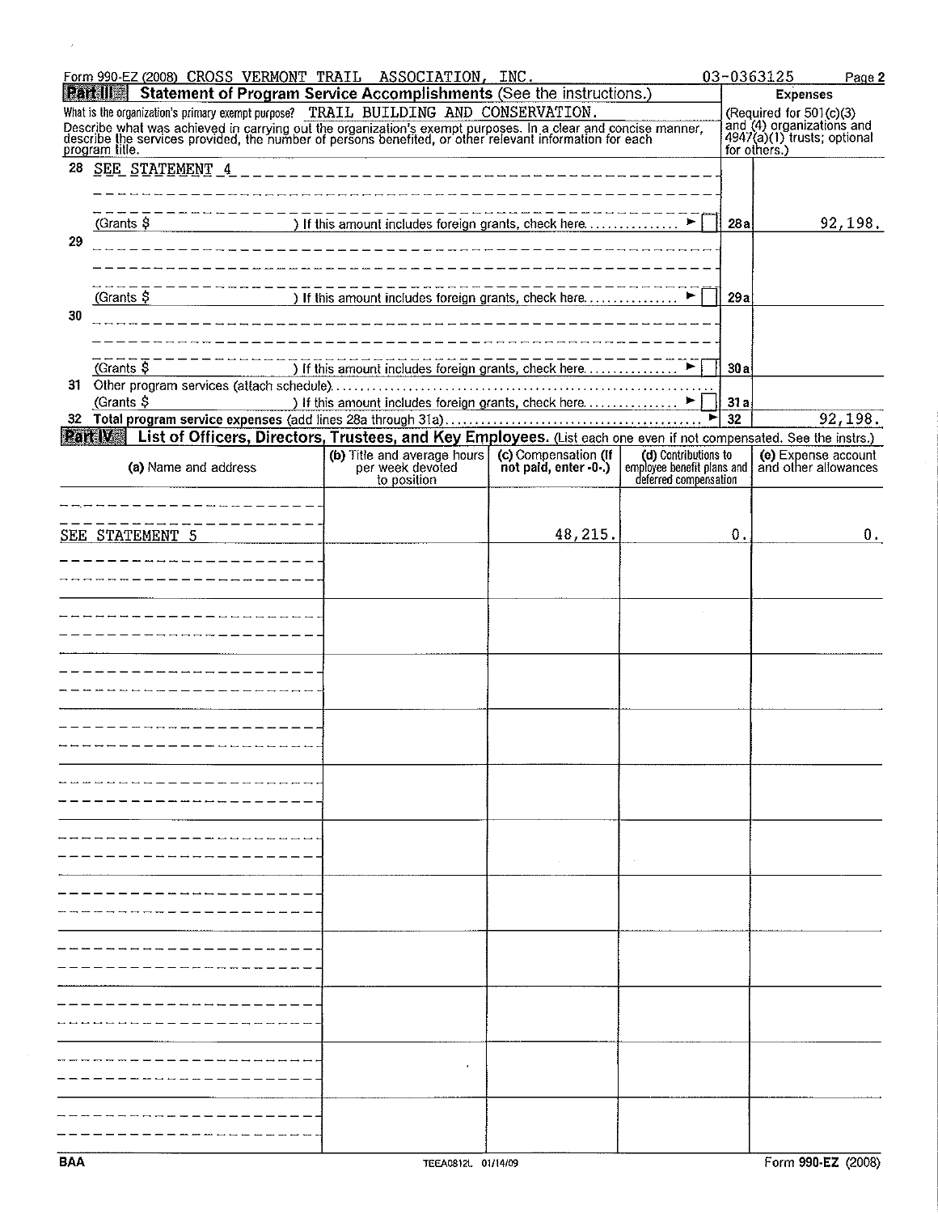Form 990-EZ (2008) CROSS VERMONT TRAIL ASSOCIATION, INC. 03-0363125 Page 2

## Part III Statement of Program Service Accomplishments (See the instructions.)

What is the organization's primary exempt purpose? TRAIL BUILDING AND CONSERVATION.

Describe what was achieved in carrying out the organization's exempt purposes. In a clear and concise manner, describe the services provided, the number of persons benefited, or other relevant information for each program title.

| | | | Expenses (Required for 501(c)(3) and (4) organizations and 4947(a)(1) trusts; optional for others.) |
|---|---|---|---|
| 28 | SEE STATEMENT 4 (Grants $ ) If this amount includes foreign grants, check here ► ☐ | 28a | 92,198. |
| 29 | (Grants $ ) If this amount includes foreign grants, check here ► ☐ | 29a | |
| 30 | (Grants $ ) If this amount includes foreign grants, check here ► ☐ | 30a | |
| 31 | Other program services (attach schedule) (Grants $ ) If this amount includes foreign grants, check here ► ☐ | 31a | |
| 32 | **Total program service expenses** (add lines 28a through 31a) ► | 32 | 92,198. |

## Part IV List of Officers, Directors, Trustees, and Key Employees. (List each one even if not compensated. See the instrs.)

| (a) Name and address | (b) Title and average hours per week devoted to position | (c) Compensation (If not paid, enter -0-.) | (d) Contributions to employee benefit plans and deferred compensation | (e) Expense account and other allowances |
|---|---|---|---|---|
| SEE STATEMENT 5 | | 48,215. | 0. | 0. |
| | | | | |
| | | | | |
| | | | | |
| | | | | |
| | | | | |
| | | | | |
| | | | | |
| | | | | |
| | | | | |
| | | | | |
| | | | | |

BAA Form 990-EZ (2008)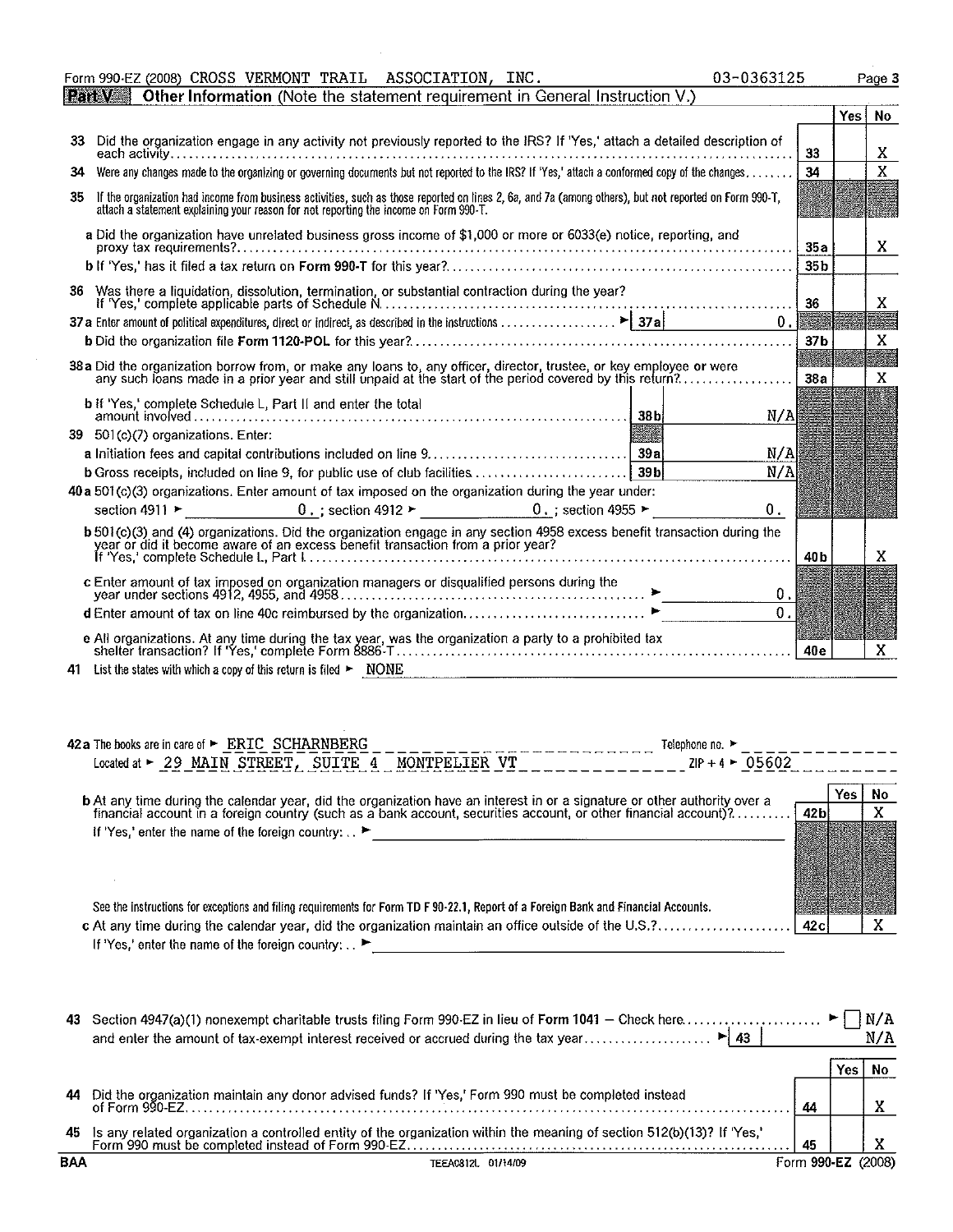Form 990-EZ (2008) CROSS VERMONT TRAIL ASSOCIATION, INC. 03-0363125 Page 3

## Part V Other Information (Note the statement requirement in General Instruction V.)

| | | | Yes | No |
|---|---|---|---|---|
| 33 | Did the organization engage in any activity not previously reported to the IRS? If 'Yes,' attach a detailed description of each activity | 33 | | X |
| 34 | Were any changes made to the organizing or governing documents but not reported to the IRS? If 'Yes,' attach a conformed copy of the changes | 34 | | X |
| 35 | If the organization had income from business activities, such as those reported on lines 2, 6a, and 7a (among others), but not reported on Form 990-T, attach a statement explaining your reason for not reporting the income on Form 990-T. | | | |
| a | Did the organization have unrelated business gross income of $1,000 or more or 6033(e) notice, reporting, and proxy tax requirements? | 35a | | X |
| b | If 'Yes,' has it filed a tax return on **Form 990-T** for this year? | 35b | | |
| 36 | Was there a liquidation, dissolution, termination, or substantial contraction during the year? If 'Yes,' complete applicable parts of Schedule N | 36 | | X |
| 37a | Enter amount of political expenditures, direct or indirect, as described in the instructions ► 37a 0. | | | |
| b | Did the organization file **Form 1120-POL** for this year? | 37b | | X |
| 38a | Did the organization borrow from, or make any loans to, any officer, director, trustee, or key employee or were any such loans made in a prior year and still unpaid at the start of the period covered by this return? | 38a | | X |
| b | If 'Yes,' complete Schedule L, Part II and enter the total amount involved — 38b N/A | | | |
| 39 | 501(c)(7) organizations. Enter: | | | |
| a | Initiation fees and capital contributions included on line 9 — 39a N/A | | | |
| b | Gross receipts, included on line 9, for public use of club facilities — 39b N/A | | | |
| 40a | 501(c)(3) organizations. Enter amount of tax imposed on the organization during the year under: section 4911 ► 0. ; section 4912 ► 0. ; section 4955 ► 0. | | | |
| b | 501(c)(3) and (4) organizations. Did the organization engage in any section 4958 excess benefit transaction during the year or did it become aware of an excess benefit transaction from a prior year? If 'Yes,' complete Schedule L, Part I | 40b | | X |
| c | Enter amount of tax imposed on organization managers or disqualified persons during the year under sections 4912, 4955, and 4958 ► 0. | | | |
| d | Enter amount of tax on line 40c reimbursed by the organization ► 0. | | | |
| e | All organizations. At any time during the tax year, was the organization a party to a prohibited tax shelter transaction? If 'Yes,' complete Form 8886-T | 40e | | X |

41 List the states with which a copy of this return is filed ► NONE

42a The books are in care of ► ERIC SCHARNBERG Telephone no. ►
Located at ► 29 MAIN STREET, SUITE 4 MONTPELIER VT ZIP + 4 ► 05602

| | | | Yes | No |
|---|---|---|---|---|
| b | At any time during the calendar year, did the organization have an interest in or a signature or other authority over a financial account in a foreign country (such as a bank account, securities account, or other financial account)? If 'Yes,' enter the name of the foreign country: ► | 42b | | X |
| | See the Instructions for exceptions and filing requirements for Form TD F 90-22.1, Report of a Foreign Bank and Financial Accounts. | | | |
| c | At any time during the calendar year, did the organization maintain an office outside of the U.S.? If 'Yes,' enter the name of the foreign country: ► | 42c | | X |

43 Section 4947(a)(1) nonexempt charitable trusts filing Form 990-EZ in lieu of **Form 1041** – Check here ► ☐ N/A
and enter the amount of tax-exempt interest received or accrued during the tax year ► 43 N/A

| | | | Yes | No |
|---|---|---|---|---|
| 44 | Did the organization maintain any donor advised funds? If 'Yes,' Form 990 must be completed instead of Form 990-EZ | 44 | | X |
| 45 | Is any related organization a controlled entity of the organization within the meaning of section 512(b)(13)? If 'Yes,' Form 990 must be completed instead of Form 990-EZ | 45 | | X |

BAA TEEA0812L 01/14/09 Form 990-EZ (2008)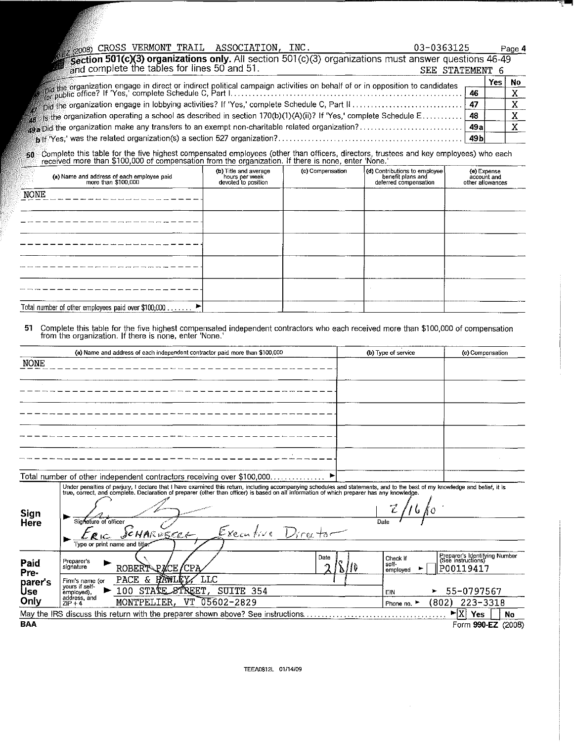Form 990-EZ (2008) CROSS VERMONT TRAIL ASSOCIATION, INC. 03-0363125 Page 4

**Section 501(c)(3) organizations only.** All section 501(c)(3) organizations must answer questions 46-49 and complete the tables for lines 50 and 51. SEE STATEMENT 6

| | | | Yes | No |
|---|---|---|---|---|
| 46 | Did the organization engage in direct or indirect political campaign activities on behalf of or in opposition to candidates for public office? If 'Yes,' complete Schedule C, Part I | 46 | | X |
| 47 | Did the organization engage in lobbying activities? If 'Yes,' complete Schedule C, Part II | 47 | | X |
| 48 | Is the organization operating a school as described in section 170(b)(1)(A)(ii)? If 'Yes,' complete Schedule E | 48 | | X |
| 49a | Did the organization make any transfers to an exempt non-charitable related organization? | 49a | | X |
| b | If 'Yes,' was the related organization(s) a section 527 organization? | 49b | | |

50 Complete this table for the five highest compensated employees (other than officers, directors, trustees and key employees) who each received more than $100,000 of compensation from the organization. If there is none, enter 'None.'

| (a) Name and address of each employee paid more than $100,000 | (b) Title and average hours per week devoted to position | (c) Compensation | (d) Contributions to employee benefit plans and deferred compensation | (e) Expense account and other allowances |
|---|---|---|---|---|
| NONE | | | | |
| | | | | |
| | | | | |
| | | | | |
| | | | | |
| Total number of other employees paid over $100,000 ► | | | | |

51 Complete this table for the five highest compensated independent contractors who each received more than $100,000 of compensation from the organization. If there is none, enter 'None.'

| (a) Name and address of each independent contractor paid more than $100,000 | (b) Type of service | (c) Compensation |
|---|---|---|
| NONE | | |
| | | |
| | | |
| | | |
| | | |
| Total number of other independent contractors receiving over $100,000 ► | | |

Under penalties of perjury, I declare that I have examined this return, including accompanying schedules and statements, and to the best of my knowledge and belief, it is true, correct, and complete. Declaration of preparer (other than officer) is based on all information of which preparer has any knowledge.

**Sign Here**

► Signature of officer — Date 2/16/10

► ERIC SCHARNBERG, Executive Director — Type or print name and title

**Paid Preparer's Use Only**

| | | | |
|---|---|---|---|
| Preparer's signature ► ROBERT PACE/CPA | Date 2/8/10 | Check if self-employed ► ☐ | Preparer's Identifying Number (See instructions) P00119417 |
| Firm's name (or yours if self-employed), address, and ZIP + 4 ► PACE & HAWLEY, LLC, 100 STATE STREET, SUITE 354, MONTPELIER, VT 05602-2829 | | EIN ► 55-0797567 | Phone no. ► (802) 223-3318 |

May the IRS discuss this return with the preparer shown above? See instructions ► [X] Yes [ ] No

BAA Form **990-EZ** (2008)

TEEA0812L 01/14/09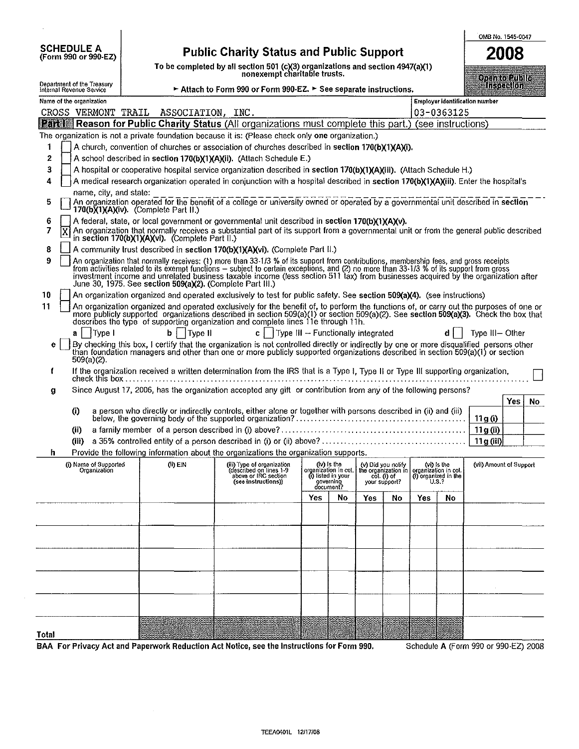# SCHEDULE A (Form 990 or 990-EZ)

Department of the Treasury
Internal Revenue Service

## Public Charity Status and Public Support

**To be completed by all section 501 (c)(3) organizations and section 4947(a)(1) nonexempt charitable trusts.**

► Attach to Form 990 or Form 990-EZ. ► See separate instructions.

OMB No. 1545-0047

**2008**

**Open to Public Inspection**

| Name of the organization | Employer identification number |
|---|---|
| CROSS VERMONT TRAIL ASSOCIATION, INC. | 03-0363125 |

**Part I** **Reason for Public Charity Status** (All organizations must complete this part.) (see instructions)

The organization is not a private foundation because it is: (Please check only **one** organization.)

1. [ ] A church, convention of churches or association of churches described in **section 170(b)(1)(A)(i).**
2. [ ] A school described in **section 170(b)(1)(A)(ii).** (Attach Schedule E.)
3. [ ] A hospital or cooperative hospital service organization described in **section 170(b)(1)(A)(iii).** (Attach Schedule H.)
4. [ ] A medical research organization operated in conjunction with a hospital described in **section 170(b)(1)(A)(iii).** Enter the hospital's name, city, and state:
5. [ ] An organization operated for the benefit of a college or university owned or operated by a governmental unit described in **section 170(b)(1)(A)(iv).** (Complete Part II.)
6. [ ] A federal, state, or local government or governmental unit described in **section 170(b)(1)(A)(v).**
7. [X] An organization that normally receives a substantial part of its support from a governmental unit or from the general public described in **section 170(b)(1)(A)(vi).** (Complete Part II.)
8. [ ] A community trust described in **section 170(b)(1)(A)(vi).** (Complete Part II.)
9. [ ] An organization that normally receives: (1) more than 33-1/3 % of its support from contributions, membership fees, and gross receipts from activities related to its exempt functions – subject to certain exceptions, and (2) no more than 33-1/3 % of its support from gross investment income and unrelated business taxable income (less section 511 tax) from businesses acquired by the organization after June 30, 1975. See **section 509(a)(2).** (Complete Part III.)
10. [ ] An organization organized and operated exclusively to test for public safety. See **section 509(a)(4).** (see instructions)
11. [ ] An organization organized and operated exclusively for the benefit of, to perform the functions of, or carry out the purposes of one or more publicly supported organizations described in section 509(a)(1) or section 509(a)(2). See **section 509(a)(3).** Check the box that describes the type of supporting organization and complete lines 11e through 11h.

 **a** [ ] Type I  **b** [ ] Type II  **c** [ ] Type III – Functionally integrated  **d** [ ] Type III– Other

 **e** [ ] By checking this box, I certify that the organization is not controlled directly or indirectly by one or more disqualified persons other than foundation managers and other than one or more publicly supported organizations described in section 509(a)(1) or section 509(a)(2).

 **f** If the organization received a written determination from the IRS that is a Type I, Type II or Type III supporting organization, check this box [ ]

 **g** Since August 17, 2006, has the organization accepted any gift or contribution from any of the following persons?

| | | | Yes | No |
|---|---|---|---|---|
| (i) | a person who directly or indirectly controls, either alone or together with persons described in (ii) and (iii) below, the governing body of the supported organization? | 11g (i) | | |
| (ii) | a family member of a person described in (i) above? | 11g (ii) | | |
| (iii) | a 35% controlled entity of a person described in (i) or (ii) above? | 11g (iii) | | |

 **h** Provide the following information about the organizations the organization supports.

| (i) Name of Supported Organization | (ii) EIN | (iii) Type of organization (described on lines 1-9 above or IRC section (see instructions)) | (iv) Is the organization in col. (i) listed in your governing document? | | (v) Did you notify the organization in col. (i) of your support? | | (vi) Is the organization in col. (i) organized in the U.S.? | | (vii) Amount of Support |
|---|---|---|---|---|---|---|---|---|---|
| | | | Yes | No | Yes | No | Yes | No | |
| | | | | | | | | | |
| | | | | | | | | | |
| | | | | | | | | | |
| | | | | | | | | | |
| | | | | | | | | | |
| **Total** | | | | | | | | | |

**BAA For Privacy Act and Paperwork Reduction Act Notice, see the Instructions for Form 990.** Schedule A (Form 990 or 990-EZ) 2008

TEEA0401L 12/17/08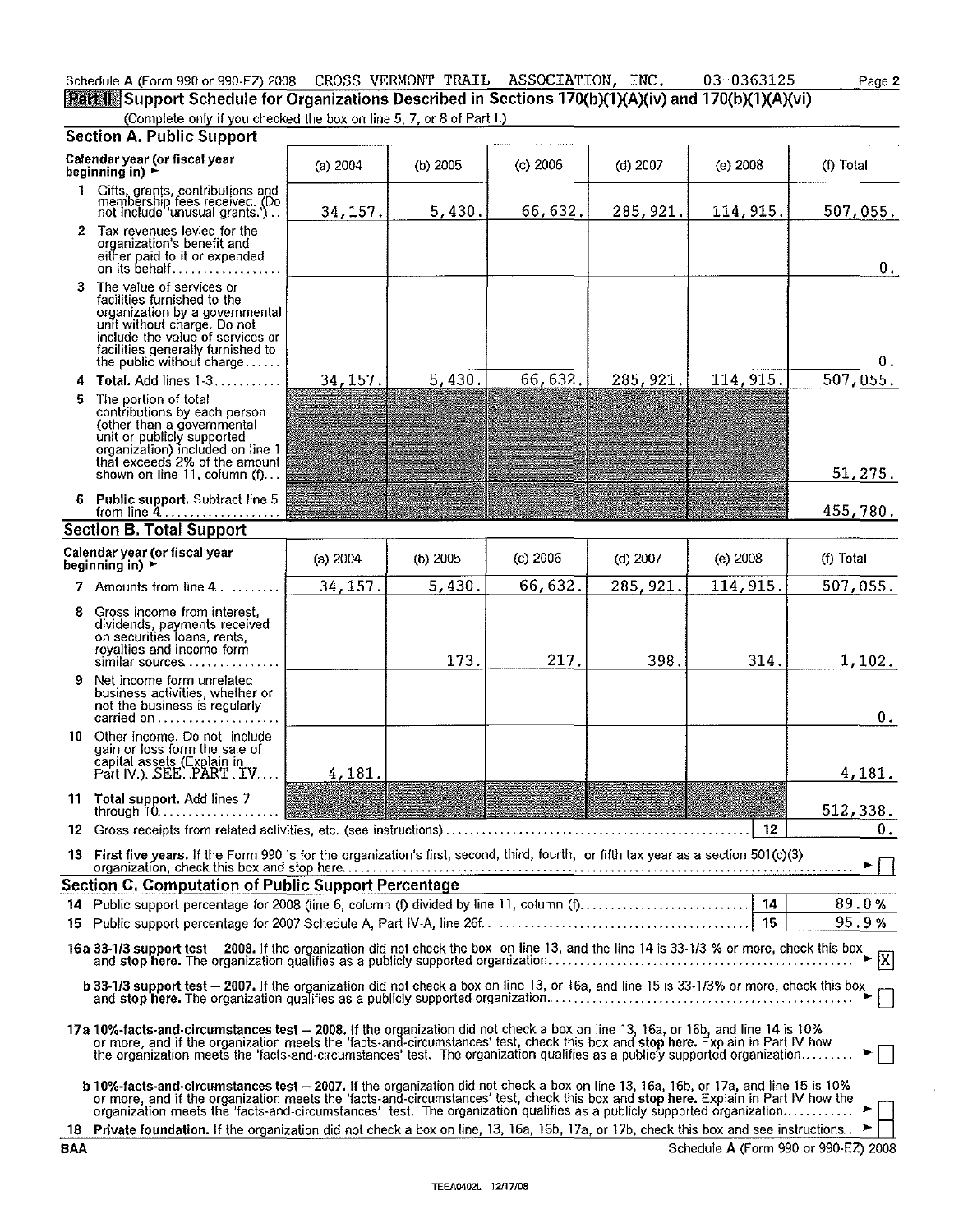Schedule A (Form 990 or 990-EZ) 2008 CROSS VERMONT TRAIL ASSOCIATION, INC. 03-0363125

## Part II Support Schedule for Organizations Described in Sections 170(b)(1)(A)(iv) and 170(b)(1)(A)(vi)

(Complete only if you checked the box on line 5, 7, or 8 of Part I.)

### Section A. Public Support

| Calendar year (or fiscal year beginning in) ► | (a) 2004 | (b) 2005 | (c) 2006 | (d) 2007 | (e) 2008 | (f) Total |
|---|---|---|---|---|---|---|
| 1 Gifts, grants, contributions and membership fees received. (Do not include 'unusual grants.') | 34,157. | 5,430. | 66,632. | 285,921. | 114,915. | 507,055. |
| 2 Tax revenues levied for the organization's benefit and either paid to it or expended on its behalf | | | | | | 0. |
| 3 The value of services or facilities furnished to the organization by a governmental unit without charge. Do not include the value of services or facilities generally furnished to the public without charge | | | | | | 0. |
| 4 **Total.** Add lines 1-3 | 34,157. | 5,430. | 66,632. | 285,921. | 114,915. | 507,055. |
| 5 The portion of total contributions by each person (other than a governmental unit or publicly supported organization) included on line 1 that exceeds 2% of the amount shown on line 11, column (f) | | | | | | 51,275. |
| 6 **Public support.** Subtract line 5 from line 4 | | | | | | 455,780. |

### Section B. Total Support

| Calendar year (or fiscal year beginning in) ► | (a) 2004 | (b) 2005 | (c) 2006 | (d) 2007 | (e) 2008 | (f) Total |
|---|---|---|---|---|---|---|
| 7 Amounts from line 4 | 34,157. | 5,430. | 66,632. | 285,921. | 114,915. | 507,055. |
| 8 Gross income from interest, dividends, payments received on securities loans, rents, royalties and income form similar sources | | 173. | 217. | 398. | 314. | 1,102. |
| 9 Net income form unrelated business activities, whether or not the business is regularly carried on | | | | | | 0. |
| 10 Other income. Do not include gain or loss form the sale of capital assets (Explain in Part IV.) SEE PART IV | 4,181. | | | | | 4,181. |
| 11 **Total support.** Add lines 7 through 10 | | | | | | 512,338. |

12 Gross receipts from related activities, etc. (see instructions) | 12 | 0.

13 **First five years.** If the Form 990 is for the organization's first, second, third, fourth, or fifth tax year as a section 501(c)(3) organization, check this box and stop here ► [ ]

### Section C. Computation of Public Support Percentage

14 Public support percentage for 2008 (line 6, column (f) divided by line 11, column (f) | 14 | 89.0 %

15 Public support percentage for 2007 Schedule A, Part IV-A, line 26f | 15 | 95.9 %

**16a 33-1/3 support test – 2008.** If the organization did not check the box on line 13, and the line 14 is 33-1/3 % or more, check this box and **stop here.** The organization qualifies as a publicly supported organization ► [X]

**b 33-1/3 support test – 2007.** If the organization did not check a box on line 13, or 16a, and line 15 is 33-1/3% or more, check this box and **stop here.** The organization qualifies as a publicly supported organization ► [ ]

**17a 10%-facts-and-circumstances test – 2008.** If the organization did not check a box on line 13, 16a, or 16b, and line 14 is 10% or more, and if the organization meets the 'facts-and-circumstances' test, check this box and **stop here.** Explain in Part IV how the organization meets the 'facts-and-circumstances' test. The organization qualifies as a publicly supported organization ► [ ]

**b 10%-facts-and-circumstances test – 2007.** If the organization did not check a box on line 13, 16a, 16b, or 17a, and line 15 is 10% or more, and if the organization meets the 'facts-and-circumstances' test, check this box and **stop here.** Explain in Part IV how the organization meets the 'facts-and-circumstances' test. The organization qualifies as a publicly supported organization ► [ ]

18 **Private foundation.** If the organization did not check a box on line, 13, 16a, 16b, 17a, or 17b, check this box and see instructions ► [ ]

BAA Schedule A (Form 990 or 990-EZ) 2008

TEEA0402L 12/17/08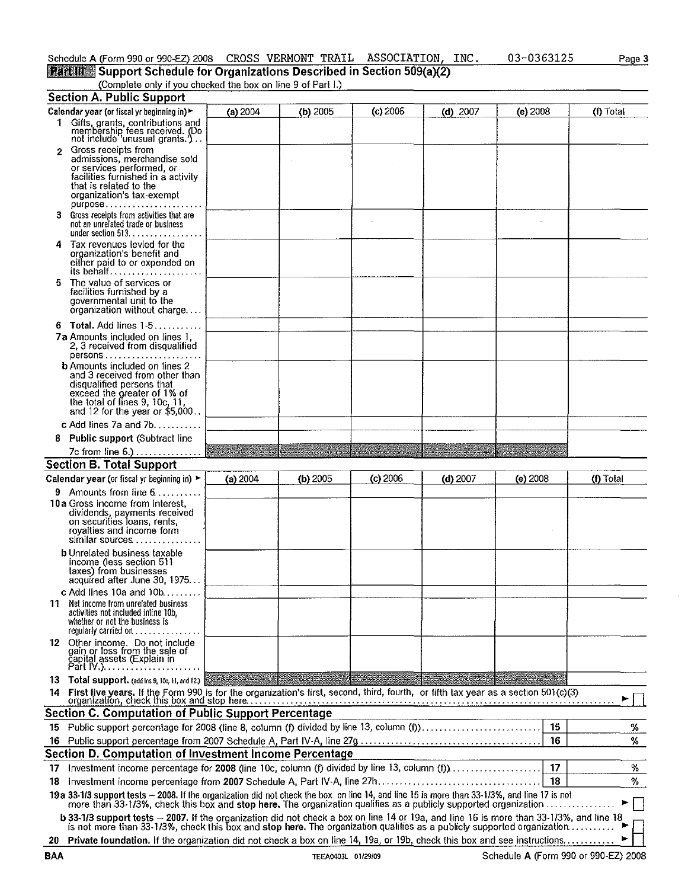Schedule A (Form 990 or 990-EZ) 2008 CROSS VERMONT TRAIL ASSOCIATION, INC. 03-0363125 Page 3

## Part III Support Schedule for Organizations Described in Section 509(a)(2)

(Complete only if you checked the box on line 9 of Part I.)

### Section A. Public Support

| Calendar year (or fiscal yr beginning in) ► | (a) 2004 | (b) 2005 | (c) 2006 | (d) 2007 | (e) 2008 | (f) Total |
|---|---|---|---|---|---|---|
| 1 Gifts, grants, contributions and membership fees received. (Do not include 'unusual grants.') | | | | | | |
| 2 Gross receipts from admissions, merchandise sold or services performed, or facilities furnished in a activity that is related to the organization's tax-exempt purpose | | | | | | |
| 3 Gross receipts from activities that are not an unrelated trade or business under section 513 | | | | | | |
| 4 Tax revenues levied for the organization's benefit and either paid to or expended on its behalf | | | | | | |
| 5 The value of services or facilities furnished by a governmental unit to the organization without charge | | | | | | |
| 6 **Total.** Add lines 1-5 | | | | | | |
| 7a Amounts included on lines 1, 2, 3 received from disqualified persons | | | | | | |
| b Amounts included on lines 2 and 3 received from other than disqualified persons that exceed the greater of 1% of the total of lines 9, 10c, 11, and 12 for the year or $5,000 | | | | | | |
| c Add lines 7a and 7b | | | | | | |
| 8 **Public support** (Subtract line 7c from line 6.) | | | | | | |

### Section B. Total Support

| Calendar year (or fiscal yr beginning in) ► | (a) 2004 | (b) 2005 | (c) 2006 | (d) 2007 | (e) 2008 | (f) Total |
|---|---|---|---|---|---|---|
| 9 Amounts from line 6 | | | | | | |
| 10a Gross income from interest, dividends, payments received on securities loans, rents, royalties and income form similar sources | | | | | | |
| b Unrelated business taxable income (less section 511 taxes) from businesses acquired after June 30, 1975 | | | | | | |
| c Add lines 10a and 10b | | | | | | |
| 11 Net income from unrelated business activities not included inline 10b, whether or not the business is regularly carried on | | | | | | |
| 12 Other income. Do not include gain or loss from the sale of capital assets (Explain in Part IV.) | | | | | | |
| 13 **Total support.** (add lns 9, 10c, 11, and 12.) | | | | | | |

14 **First five years.** If the Form 990 is for the organization's first, second, third, fourth, or fifth tax year as a section 501(c)(3) organization, check this box and stop here ► ☐

### Section C. Computation of Public Support Percentage

| | | | |
|---|---|---|---|
| 15 | Public support percentage for 2008 (line 8, column (f) divided by line 13, column (f)) | 15 | % |
| 16 | Public support percentage from 2007 Schedule A, Part IV-A, line 27g | 16 | % |

### Section D. Computation of Investment Income Percentage

| | | | |
|---|---|---|---|
| 17 | Investment income percentage for **2008** (line 10c, column (f) divided by line 13, column (f)) | 17 | % |
| 18 | Investment income percentage from **2007** Schedule A, Part IV-A, line 27h | 18 | % |

**19a 33-1/3 support tests – 2008.** If the organization did not check the box on line 14, and line 15 is more than 33-1/3%, and line 17 is not more than 33-1/3%, check this box and **stop here.** The organization qualifies as a publicly supported organization ► ☐

**b 33-1/3 support tests – 2007.** If the organization did not check a box on line 14 or 19a, and line 16 is more than 33-1/3%, and line 18 is not more than 33-1/3%, check this box and **stop here.** The organization qualifies as a publicly supported organization ► ☐

**20 Private foundation.** If the organization did not check a box on line 14, 19a, or 19b, check this box and see instructions ► ☐

BAA TEEA0403L 01/29/09 Schedule A (Form 990 or 990-EZ) 2008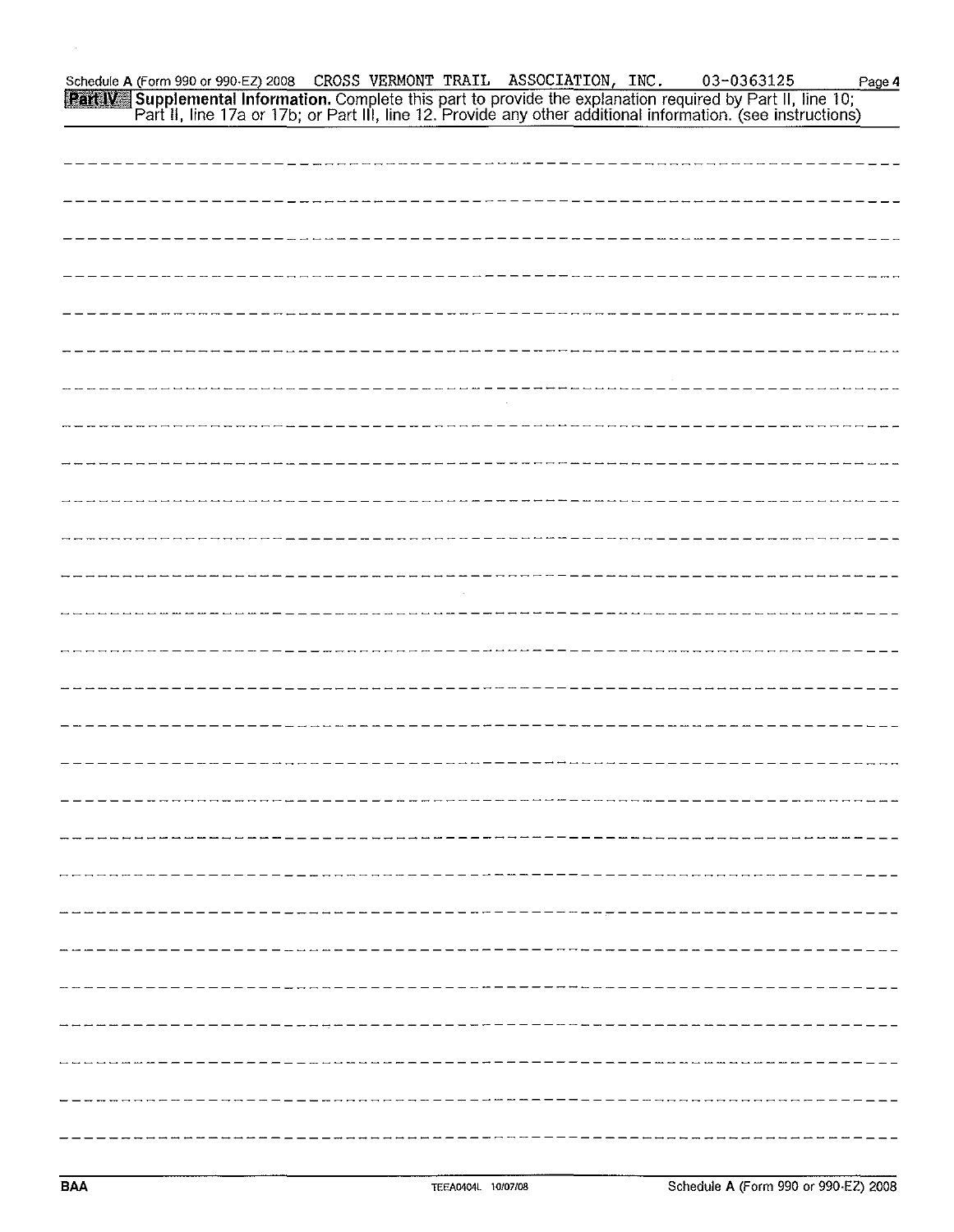Schedule A (Form 990 or 990-EZ) 2008 CROSS VERMONT TRAIL ASSOCIATION, INC. 03-0363125 Page 4

**Part IV Supplemental Information.** Complete this part to provide the explanation required by Part II, line 10; Part II, line 17a or 17b; or Part III, line 12. Provide any other additional information. (see instructions)

BAA TEEA0404L 10/07/08 Schedule A (Form 990 or 990-EZ) 2008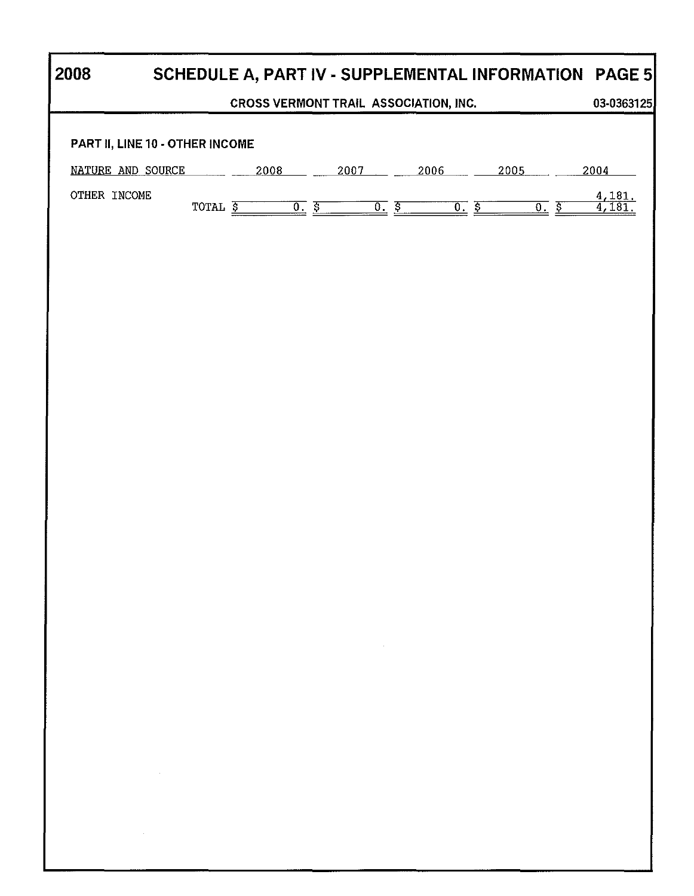# 2008 SCHEDULE A, PART IV - SUPPLEMENTAL INFORMATION PAGE 5

**CROSS VERMONT TRAIL ASSOCIATION, INC.** **03-0363125**

**PART II, LINE 10 - OTHER INCOME**

| NATURE AND SOURCE | 2008 | 2007 | 2006 | 2005 | 2004 |
|---|---|---|---|---|---|
| OTHER INCOME | | | | | 4,181. |
| TOTAL | $ 0. | $ 0. | $ 0. | $ 0. | $ 4,181. |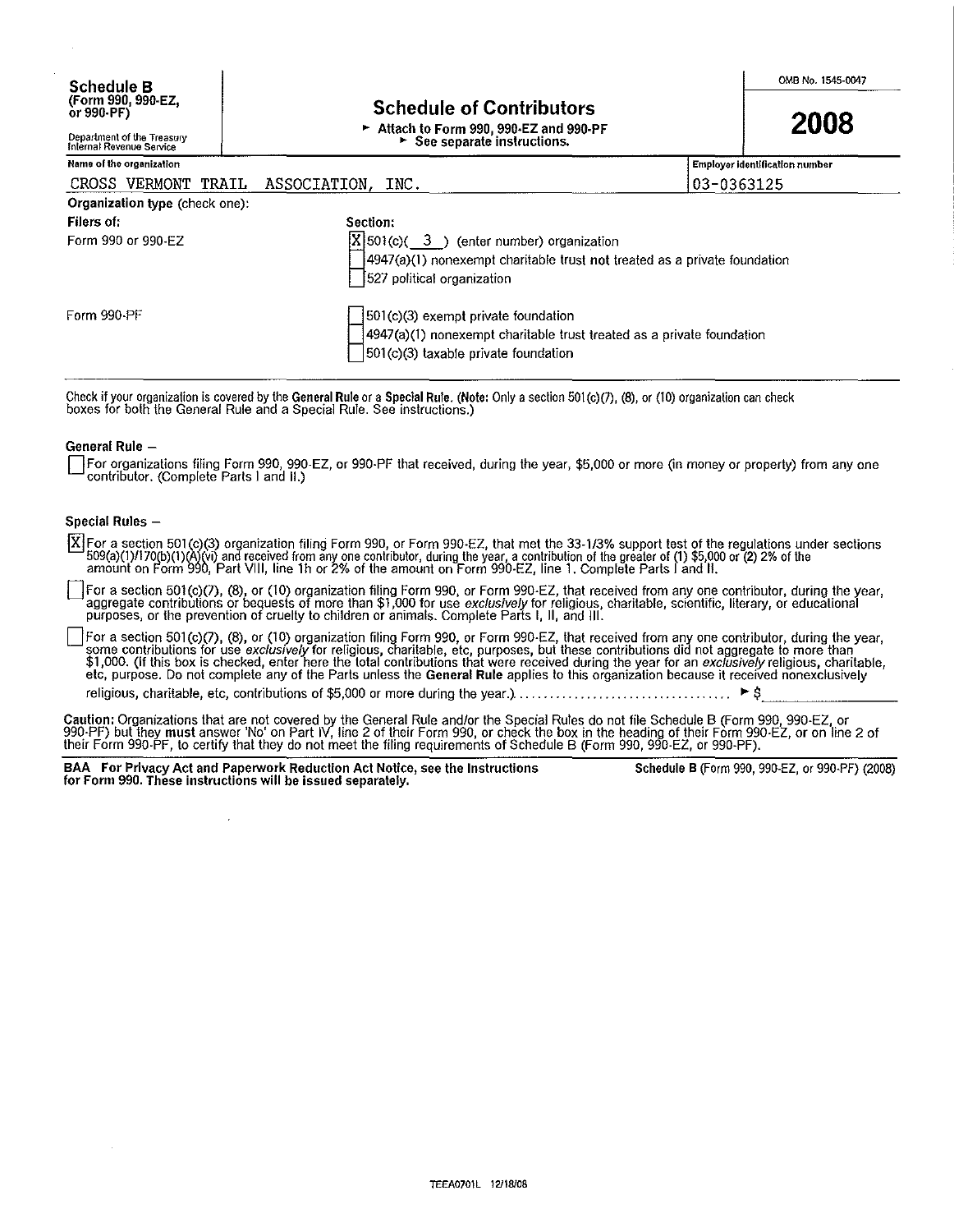**Schedule B** (Form 990, 990-EZ, or 990-PF)

Department of the Treasury
Internal Revenue Service

# Schedule of Contributors

► Attach to Form 990, 990-EZ and 990-PF
► See separate instructions.

OMB No. 1545-0047

**2008**

| Name of the organization | Employer identification number |
|---|---|
| CROSS VERMONT TRAIL ASSOCIATION, INC. | 03-0363125 |

**Organization type** (check one):

| Filers of: | Section: |
|---|---|
| Form 990 or 990-EZ | [X] 501(c)( 3 ) (enter number) organization |
| | [ ] 4947(a)(1) nonexempt charitable trust **not** treated as a private foundation |
| | [ ] 527 political organization |
| Form 990-PF | [ ] 501(c)(3) exempt private foundation |
| | [ ] 4947(a)(1) nonexempt charitable trust treated as a private foundation |
| | [ ] 501(c)(3) taxable private foundation |

Check if your organization is covered by the **General Rule** or a **Special Rule. (Note:** Only a section 501(c)(7), (8), or (10) organization can check boxes for both the General Rule and a Special Rule. See instructions.)

**General Rule –**

[ ] For organizations filing Form 990, 990-EZ, or 990-PF that received, during the year, $5,000 or more (in money or property) from any one contributor. (Complete Parts I and II.)

**Special Rules –**

[X] For a section 501(c)(3) organization filing Form 990, or Form 990-EZ, that met the 33-1/3% support test of the regulations under sections 509(a)(1)/170(b)(1)(A)(vi) and received from any one contributor, during the year, a contribution of the greater of (1) $5,000 or (2) 2% of the amount on Form 990, Part VIII, line 1h or 2% of the amount on Form 990-EZ, line 1. Complete Parts I and II.

[ ] For a section 501(c)(7), (8), or (10) organization filing Form 990, or Form 990-EZ, that received from any one contributor, during the year, aggregate contributions or bequests of more than $1,000 for use *exclusively* for religious, charitable, scientific, literary, or educational purposes, or the prevention of cruelty to children or animals. Complete Parts I, II, and III.

[ ] For a section 501(c)(7), (8), or (10) organization filing Form 990, or Form 990-EZ, that received from any one contributor, during the year, some contributions for use *exclusively* for religious, charitable, etc, purposes, but these contributions did not aggregate to more than $1,000. (If this box is checked, enter here the total contributions that were received during the year for an *exclusively* religious, charitable, etc, purpose. Do not complete any of the Parts unless the **General Rule** applies to this organization because it received nonexclusively religious, charitable, etc, contributions of $5,000 or more during the year.) .................................. ► $ ________

**Caution:** Organizations that are not covered by the General Rule and/or the Special Rules do not file Schedule B (Form 990, 990-EZ, or 990-PF) but they **must** answer 'No' on Part IV, line 2 of their Form 990, or check the box in the heading of their Form 990-EZ, or on line 2 of their Form 990-PF, to certify that they do not meet the filing requirements of Schedule B (Form 990, 990-EZ, or 990-PF).

**BAA For Privacy Act and Paperwork Reduction Act Notice, see the Instructions for Form 990. These instructions will be issued separately.**

Schedule B (Form 990, 990-EZ, or 990-PF) (2008)

TEEA0701L 12/18/08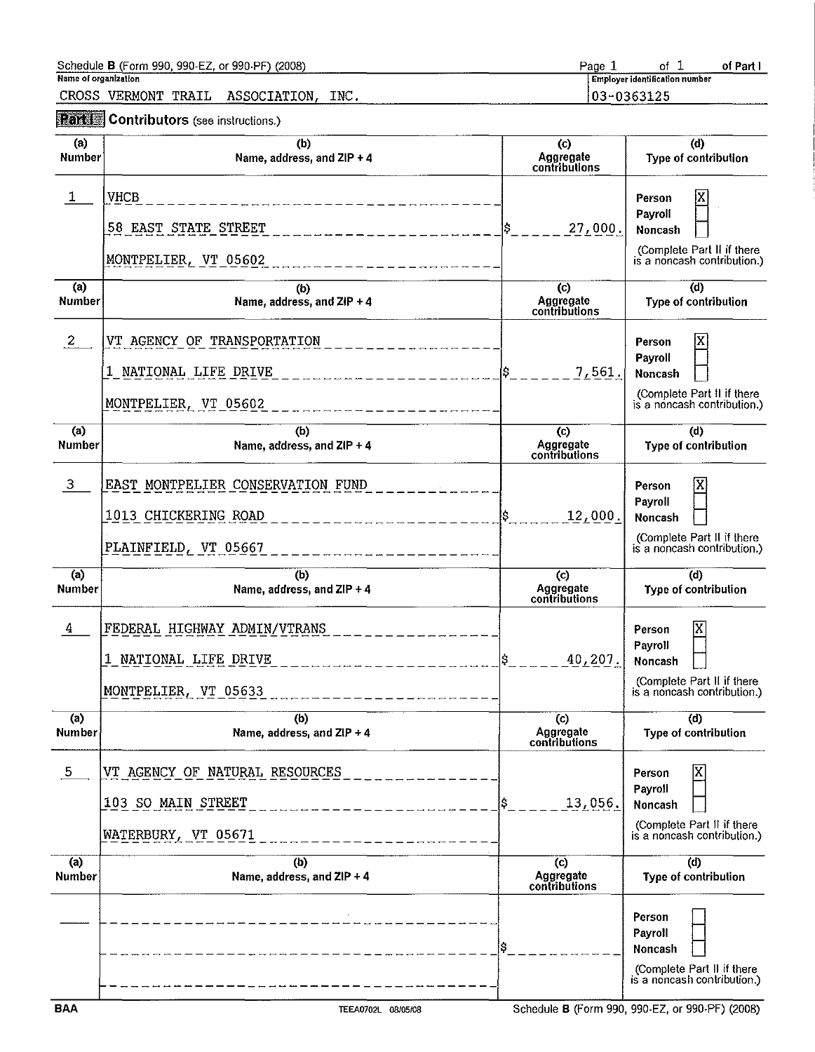Schedule **B** (Form 990, 990-EZ, or 990-PF) (2008) Page 1 of 1 of Part I

Name of organization: CROSS VERMONT TRAIL ASSOCIATION, INC.

Employer identification number: 03-0363125

## Part I Contributors (see instructions.)

| (a) Number | (b) Name, address, and ZIP + 4 | (c) Aggregate contributions | (d) Type of contribution |
|---|---|---|---|
| 1 | VHCB<br>58 EAST STATE STREET<br>MONTPELIER, VT 05602 | $ 27,000. | Person [X]<br>Payroll [ ]<br>Noncash [ ]<br>(Complete Part II if there is a noncash contribution.) |
| 2 | VT AGENCY OF TRANSPORTATION<br>1 NATIONAL LIFE DRIVE<br>MONTPELIER, VT 05602 | $ 7,561. | Person [X]<br>Payroll [ ]<br>Noncash [ ]<br>(Complete Part II if there is a noncash contribution.) |
| 3 | EAST MONTPELIER CONSERVATION FUND<br>1013 CHICKERING ROAD<br>PLAINFIELD, VT 05667 | $ 12,000. | Person [X]<br>Payroll [ ]<br>Noncash [ ]<br>(Complete Part II if there is a noncash contribution.) |
| 4 | FEDERAL HIGHWAY ADMIN/VTRANS<br>1 NATIONAL LIFE DRIVE<br>MONTPELIER, VT 05633 | $ 40,207. | Person [X]<br>Payroll [ ]<br>Noncash [ ]<br>(Complete Part II if there is a noncash contribution.) |
| 5 | VT AGENCY OF NATURAL RESOURCES<br>103 SO MAIN STREET<br>WATERBURY, VT 05671 | $ 13,056. | Person [X]<br>Payroll [ ]<br>Noncash [ ]<br>(Complete Part II if there is a noncash contribution.) |
| | | $ | Person [ ]<br>Payroll [ ]<br>Noncash [ ]<br>(Complete Part II if there is a noncash contribution.) |

BAA TEEA0702L 08/05/08 Schedule **B** (Form 990, 990-EZ, or 990-PF) (2008)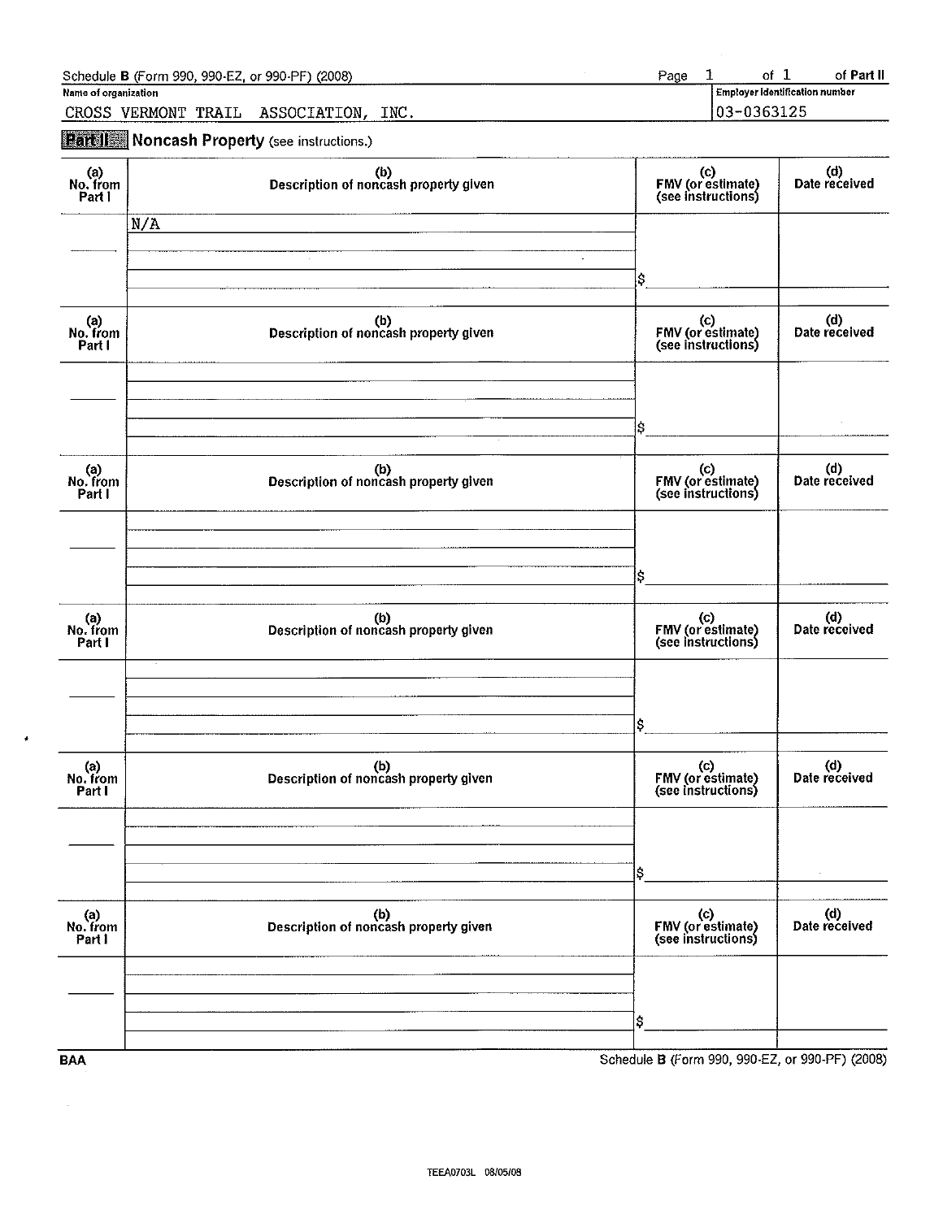Schedule B (Form 990, 990-EZ, or 990-PF) (2008) Page 1 of 1 of Part II

Name of organization: CROSS VERMONT TRAIL ASSOCIATION, INC.

Employer identification number: 03-0363125

## Part II Noncash Property (see instructions.)

| (a) No. from Part I | (b) Description of noncash property given | (c) FMV (or estimate) (see instructions) | (d) Date received |
|---|---|---|---|
| | N/A | $ | |

| (a) No. from Part I | (b) Description of noncash property given | (c) FMV (or estimate) (see instructions) | (d) Date received |
|---|---|---|---|
| | | $ | |

| (a) No. from Part I | (b) Description of noncash property given | (c) FMV (or estimate) (see instructions) | (d) Date received |
|---|---|---|---|
| | | $ | |

| (a) No. from Part I | (b) Description of noncash property given | (c) FMV (or estimate) (see instructions) | (d) Date received |
|---|---|---|---|
| | | $ | |

| (a) No. from Part I | (b) Description of noncash property given | (c) FMV (or estimate) (see instructions) | (d) Date received |
|---|---|---|---|
| | | $ | |

| (a) No. from Part I | (b) Description of noncash property given | (c) FMV (or estimate) (see instructions) | (d) Date received |
|---|---|---|---|
| | | $ | |

BAA Schedule B (Form 990, 990-EZ, or 990-PF) (2008)

TEEA0703L 08/05/08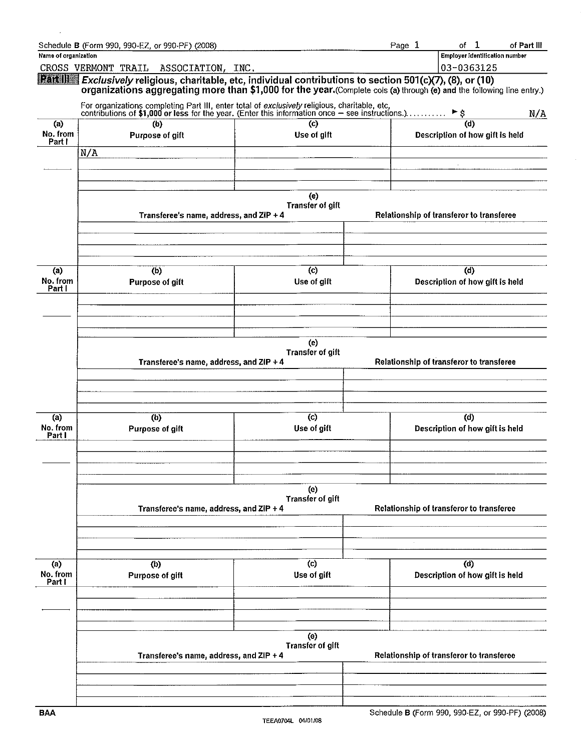Schedule B (Form 990, 990-EZ, or 990-PF) (2008) Page 1 of 1 of Part III

**Name of organization**

CROSS VERMONT TRAIL ASSOCIATION, INC.

**Employer identification number**

03-0363125

**Part III** ***Exclusively*** **religious, charitable, etc, individual contributions to section 501(c)(7), (8), or (10) organizations aggregating more than $1,000 for the year.** (Complete cols (a) through (e) and the following line entry.)

For organizations completing Part III, enter total of *exclusively* religious, charitable, etc, contributions of **$1,000 or less** for the year. (Enter this information once – see instructions.) .......... ► $ N/A

| (a) No. from Part I | (b) Purpose of gift | (c) Use of gift | (d) Description of how gift is held |
|---|---|---|---|
| | N/A | | |

| (e) Transfer of gift | |
|---|---|
| Transferee's name, address, and ZIP + 4 | Relationship of transferor to transferee |
| | |

| (a) No. from Part I | (b) Purpose of gift | (c) Use of gift | (d) Description of how gift is held |
|---|---|---|---|
| | | | |

| (e) Transfer of gift | |
|---|---|
| Transferee's name, address, and ZIP + 4 | Relationship of transferor to transferee |
| | |

| (a) No. from Part I | (b) Purpose of gift | (c) Use of gift | (d) Description of how gift is held |
|---|---|---|---|
| | | | |

| (e) Transfer of gift | |
|---|---|
| Transferee's name, address, and ZIP + 4 | Relationship of transferor to transferee |
| | |

| (a) No. from Part I | (b) Purpose of gift | (c) Use of gift | (d) Description of how gift is held |
|---|---|---|---|
| | | | |

| (e) Transfer of gift | |
|---|---|
| Transferee's name, address, and ZIP + 4 | Relationship of transferor to transferee |
| | |

BAA TEEA0704L 04/01/08 Schedule B (Form 990, 990-EZ, or 990-PF) (2008)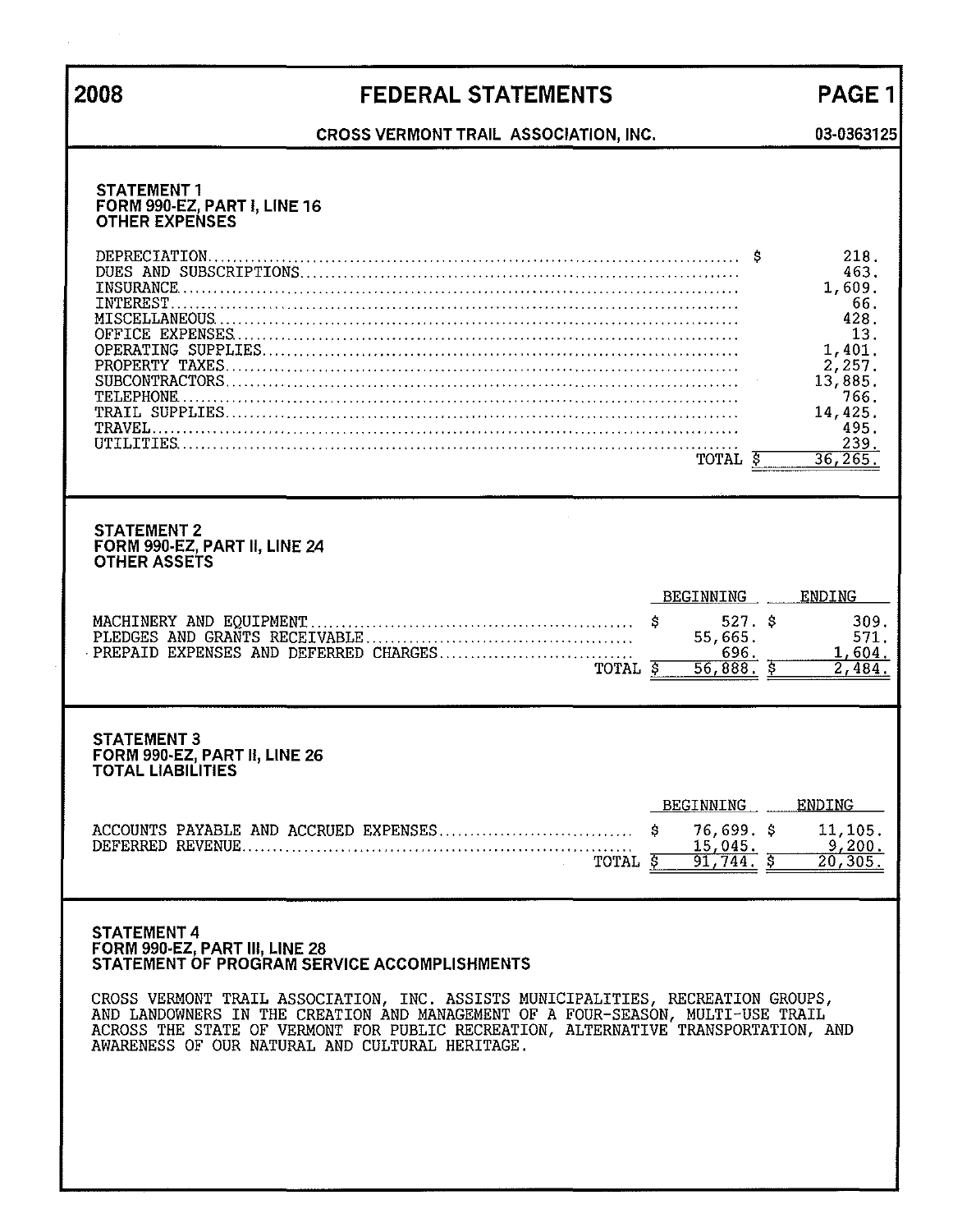# 2008 FEDERAL STATEMENTS

**CROSS VERMONT TRAIL ASSOCIATION, INC. — 03-0363125**

### STATEMENT 1
### FORM 990-EZ, PART I, LINE 16
### OTHER EXPENSES

| | |
|---|---|
| DEPRECIATION | $ 218. |
| DUES AND SUBSCRIPTIONS | 463. |
| INSURANCE | 1,609. |
| INTEREST | 66. |
| MISCELLANEOUS | 428. |
| OFFICE EXPENSES | 13. |
| OPERATING SUPPLIES | 1,401. |
| PROPERTY TAXES | 2,257. |
| SUBCONTRACTORS | 13,885. |
| TELEPHONE | 766. |
| TRAIL SUPPLIES | 14,425. |
| TRAVEL | 495. |
| UTILITIES | 239. |
| TOTAL | $ 36,265. |

### STATEMENT 2
### FORM 990-EZ, PART II, LINE 24
### OTHER ASSETS

| | BEGINNING | ENDING |
|---|---|---|
| MACHINERY AND EQUIPMENT | $ 527. | $ 309. |
| PLEDGES AND GRANTS RECEIVABLE | 55,665. | 571. |
| PREPAID EXPENSES AND DEFERRED CHARGES | 696. | 1,604. |
| TOTAL | $ 56,888. | $ 2,484. |

### STATEMENT 3
### FORM 990-EZ, PART II, LINE 26
### TOTAL LIABILITIES

| | BEGINNING | ENDING |
|---|---|---|
| ACCOUNTS PAYABLE AND ACCRUED EXPENSES | $ 76,699. | $ 11,105. |
| DEFERRED REVENUE | 15,045. | 9,200. |
| TOTAL | $ 91,744. | $ 20,305. |

### STATEMENT 4
### FORM 990-EZ, PART III, LINE 28
### STATEMENT OF PROGRAM SERVICE ACCOMPLISHMENTS

CROSS VERMONT TRAIL ASSOCIATION, INC. ASSISTS MUNICIPALITIES, RECREATION GROUPS, AND LANDOWNERS IN THE CREATION AND MANAGEMENT OF A FOUR-SEASON, MULTI-USE TRAIL ACROSS THE STATE OF VERMONT FOR PUBLIC RECREATION, ALTERNATIVE TRANSPORTATION, AND AWARENESS OF OUR NATURAL AND CULTURAL HERITAGE.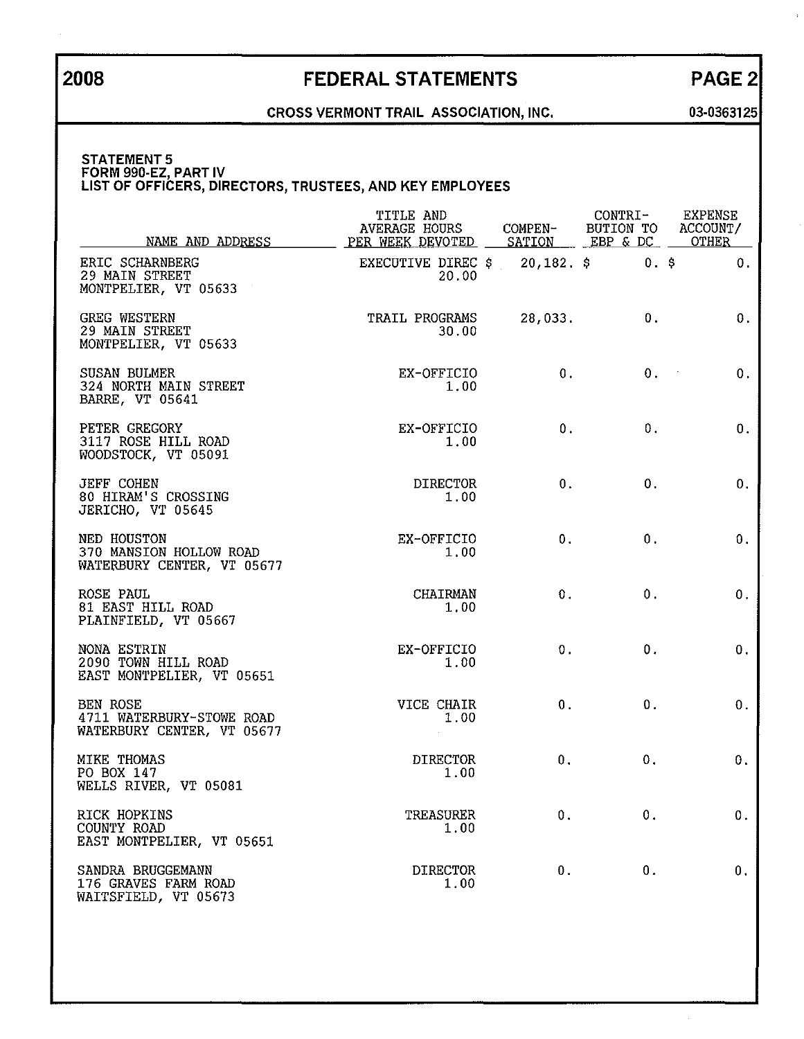**2008 FEDERAL STATEMENTS PAGE 2**

**CROSS VERMONT TRAIL ASSOCIATION, INC. 03-0363125**

### STATEMENT 5
### FORM 990-EZ, PART IV
### LIST OF OFFICERS, DIRECTORS, TRUSTEES, AND KEY EMPLOYEES

| NAME AND ADDRESS | TITLE AND AVERAGE HOURS PER WEEK DEVOTED | COMPEN-SATION | CONTRI-BUTION TO EBP & DC | EXPENSE ACCOUNT/ OTHER |
|---|---|---|---|---|
| ERIC SCHARNBERG<br>29 MAIN STREET<br>MONTPELIER, VT 05633 | EXECUTIVE DIREC<br>20.00 | $ 20,182. | $ 0. | $ 0. |
| GREG WESTERN<br>29 MAIN STREET<br>MONTPELIER, VT 05633 | TRAIL PROGRAMS<br>30.00 | 28,033. | 0. | 0. |
| SUSAN BULMER<br>324 NORTH MAIN STREET<br>BARRE, VT 05641 | EX-OFFICIO<br>1.00 | 0. | 0. | 0. |
| PETER GREGORY<br>3117 ROSE HILL ROAD<br>WOODSTOCK, VT 05091 | EX-OFFICIO<br>1.00 | 0. | 0. | 0. |
| JEFF COHEN<br>80 HIRAM'S CROSSING<br>JERICHO, VT 05645 | DIRECTOR<br>1.00 | 0. | 0. | 0. |
| NED HOUSTON<br>370 MANSION HOLLOW ROAD<br>WATERBURY CENTER, VT 05677 | EX-OFFICIO<br>1.00 | 0. | 0. | 0. |
| ROSE PAUL<br>81 EAST HILL ROAD<br>PLAINFIELD, VT 05667 | CHAIRMAN<br>1.00 | 0. | 0. | 0. |
| NONA ESTRIN<br>2090 TOWN HILL ROAD<br>EAST MONTPELIER, VT 05651 | EX-OFFICIO<br>1.00 | 0. | 0. | 0. |
| BEN ROSE<br>4711 WATERBURY-STOWE ROAD<br>WATERBURY CENTER, VT 05677 | VICE CHAIR<br>1.00 | 0. | 0. | 0. |
| MIKE THOMAS<br>PO BOX 147<br>WELLS RIVER, VT 05081 | DIRECTOR<br>1.00 | 0. | 0. | 0. |
| RICK HOPKINS<br>COUNTY ROAD<br>EAST MONTPELIER, VT 05651 | TREASURER<br>1.00 | 0. | 0. | 0. |
| SANDRA BRUGGEMANN<br>176 GRAVES FARM ROAD<br>WAITSFIELD, VT 05673 | DIRECTOR<br>1.00 | 0. | 0. | 0. |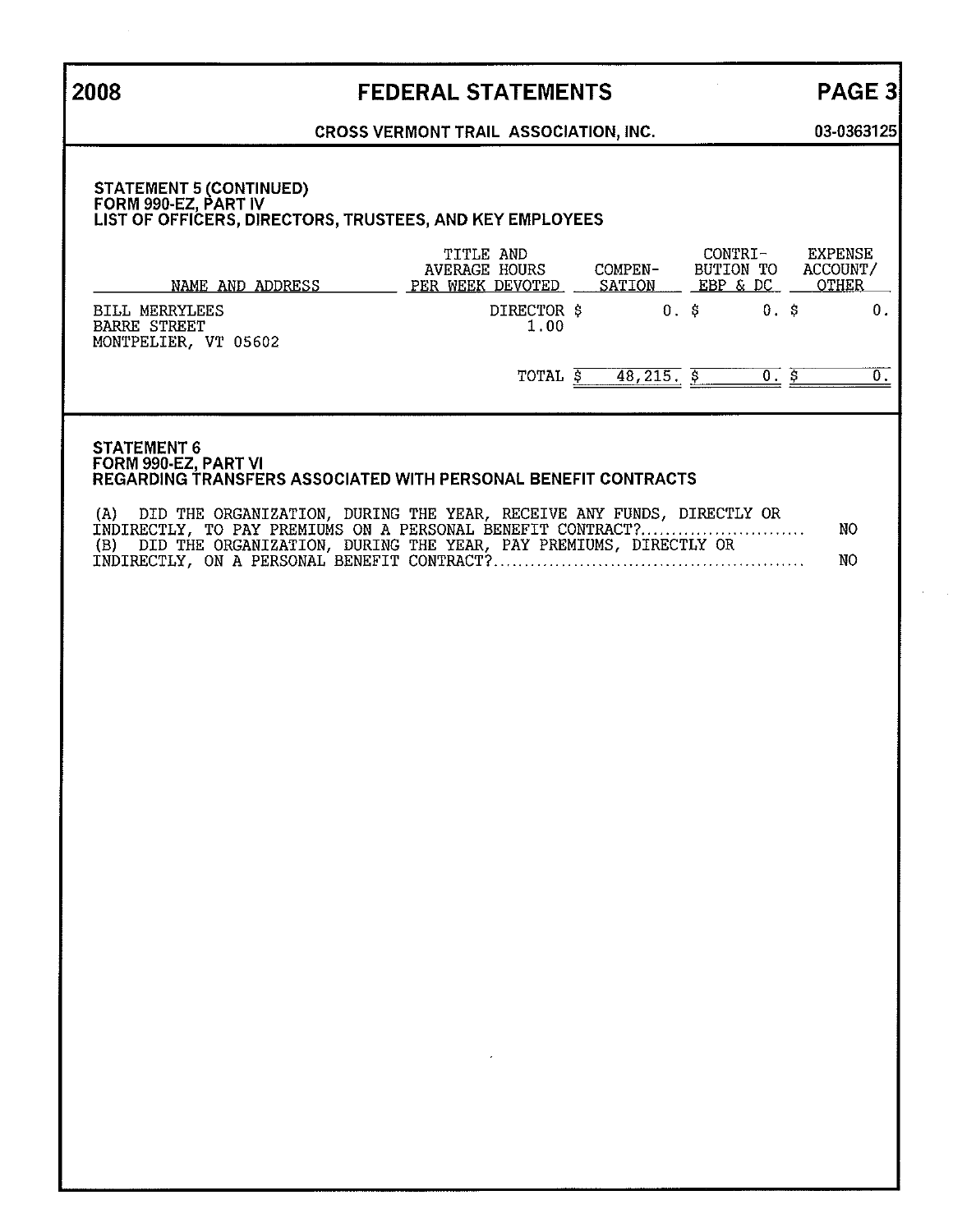# 2008 FEDERAL STATEMENTS

**CROSS VERMONT TRAIL ASSOCIATION, INC.** — 03-0363125

### STATEMENT 5 (CONTINUED)
### FORM 990-EZ, PART IV
### LIST OF OFFICERS, DIRECTORS, TRUSTEES, AND KEY EMPLOYEES

| NAME AND ADDRESS | TITLE AND AVERAGE HOURS PER WEEK DEVOTED | COMPEN-SATION | CONTRI-BUTION TO EBP & DC | EXPENSE ACCOUNT/ OTHER |
|---|---|---|---|---|
| BILL MERRYLEES<br>BARRE STREET<br>MONTPELIER, VT 05602 | DIRECTOR<br>1.00 | $ 0. | $ 0. | $ 0. |
| | TOTAL | $ 48,215. | $ 0. | $ 0. |

### STATEMENT 6
### FORM 990-EZ, PART VI
### REGARDING TRANSFERS ASSOCIATED WITH PERSONAL BENEFIT CONTRACTS

(A) DID THE ORGANIZATION, DURING THE YEAR, RECEIVE ANY FUNDS, DIRECTLY OR INDIRECTLY, TO PAY PREMIUMS ON A PERSONAL BENEFIT CONTRACT?.......................... NO

(B) DID THE ORGANIZATION, DURING THE YEAR, PAY PREMIUMS, DIRECTLY OR INDIRECTLY, ON A PERSONAL BENEFIT CONTRACT?................................................. NO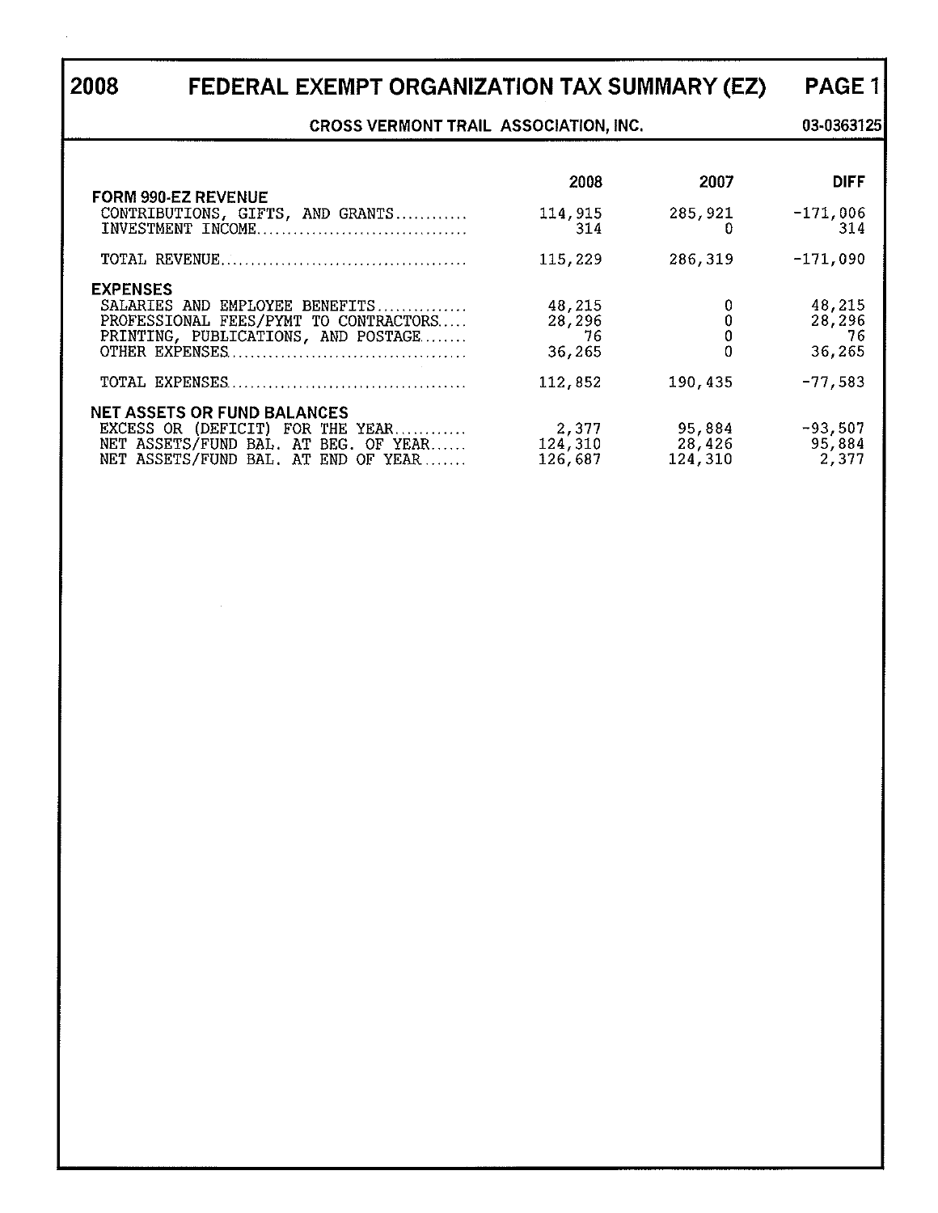# 2008 FEDERAL EXEMPT ORGANIZATION TAX SUMMARY (EZ) PAGE 1

**CROSS VERMONT TRAIL ASSOCIATION, INC.** **03-0363125**

| | 2008 | 2007 | DIFF |
|---|---|---|---|
| **FORM 990-EZ REVENUE** | | | |
| CONTRIBUTIONS, GIFTS, AND GRANTS | 114,915 | 285,921 | -171,006 |
| INVESTMENT INCOME | 314 | 0 | 314 |
| TOTAL REVENUE | 115,229 | 286,319 | -171,090 |
| **EXPENSES** | | | |
| SALARIES AND EMPLOYEE BENEFITS | 48,215 | 0 | 48,215 |
| PROFESSIONAL FEES/PYMT TO CONTRACTORS | 28,296 | 0 | 28,296 |
| PRINTING, PUBLICATIONS, AND POSTAGE | 76 | 0 | 76 |
| OTHER EXPENSES | 36,265 | 0 | 36,265 |
| TOTAL EXPENSES | 112,852 | 190,435 | -77,583 |
| **NET ASSETS OR FUND BALANCES** | | | |
| EXCESS OR (DEFICIT) FOR THE YEAR | 2,377 | 95,884 | -93,507 |
| NET ASSETS/FUND BAL. AT BEG. OF YEAR | 124,310 | 28,426 | 95,884 |
| NET ASSETS/FUND BAL. AT END OF YEAR | 126,687 | 124,310 | 2,377 |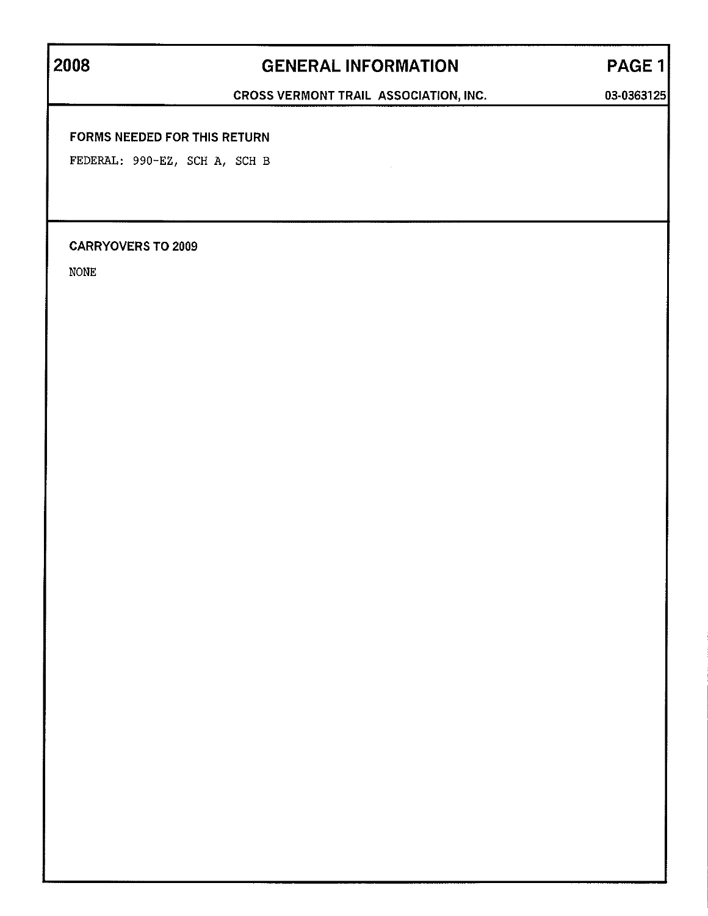# 2008 GENERAL INFORMATION PAGE 1

**CROSS VERMONT TRAIL ASSOCIATION, INC.** 03-0363125

## FORMS NEEDED FOR THIS RETURN

FEDERAL: 990-EZ, SCH A, SCH B

## CARRYOVERS TO 2009

NONE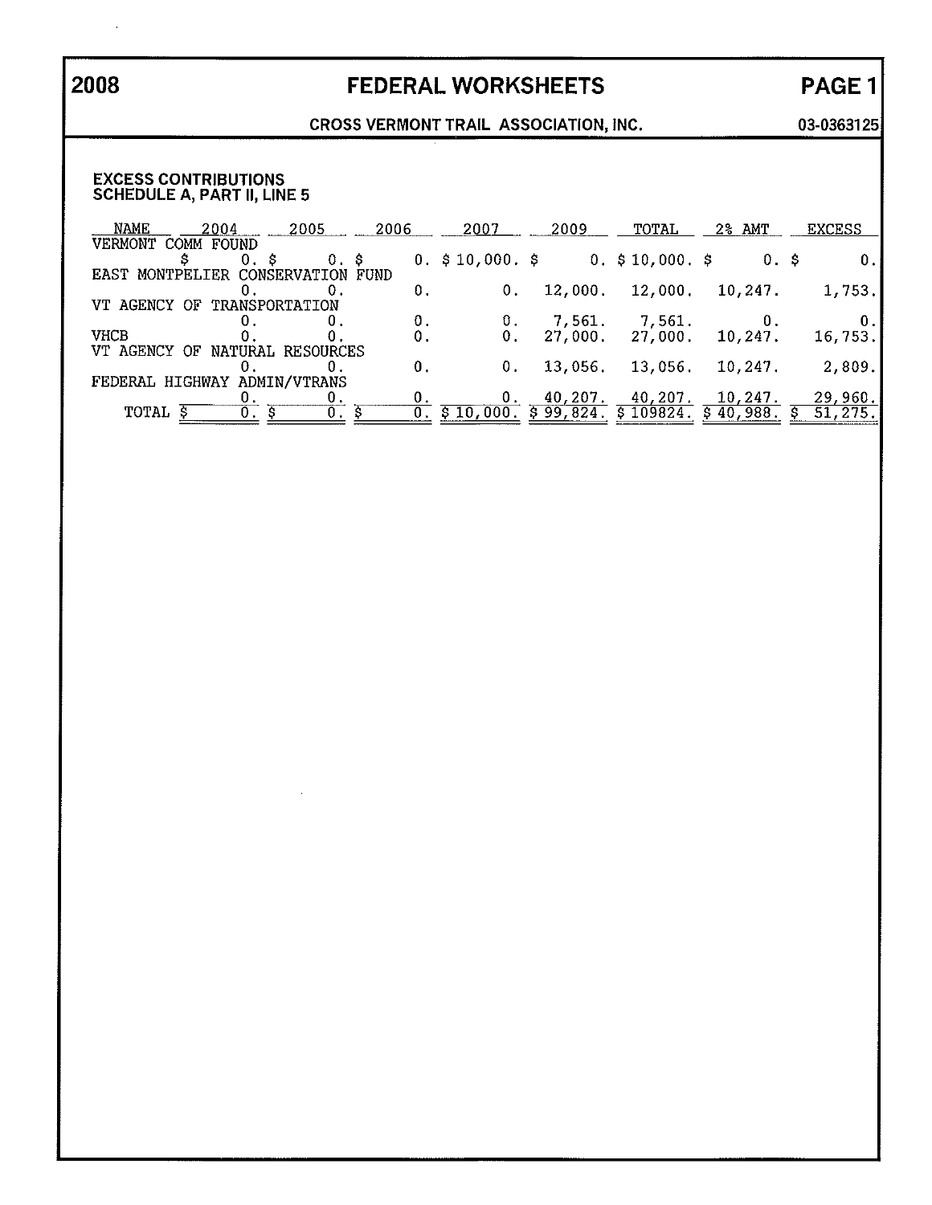# 2008 FEDERAL WORKSHEETS

**CROSS VERMONT TRAIL ASSOCIATION, INC.** 03-0363125

## EXCESS CONTRIBUTIONS
## SCHEDULE A, PART II, LINE 5

| NAME | 2004 | 2005 | 2006 | 2007 | 2009 | TOTAL | 2% AMT | EXCESS |
|---|---|---|---|---|---|---|---|---|
| VERMONT COMM FOUND | $ 0. | $ 0. | $ 0. | $ 10,000. | $ 0. | $ 10,000. | $ 0. | $ 0. |
| EAST MONTPELIER CONSERVATION FUND | 0. | 0. | 0. | 0. | 12,000. | 12,000. | 10,247. | 1,753. |
| VT AGENCY OF TRANSPORTATION | 0. | 0. | 0. | 0. | 7,561. | 7,561. | 0. | 0. |
| VHCB | 0. | 0. | 0. | 0. | 27,000. | 27,000. | 10,247. | 16,753. |
| VT AGENCY OF NATURAL RESOURCES | 0. | 0. | 0. | 0. | 13,056. | 13,056. | 10,247. | 2,809. |
| FEDERAL HIGHWAY ADMIN/VTRANS | 0. | 0. | 0. | 0. | 40,207. | 40,207. | 10,247. | 29,960. |
| TOTAL | $ 0. | $ 0. | $ 0. | $ 10,000. | $ 99,824. | $ 109824. | $ 40,988. | $ 51,275. |